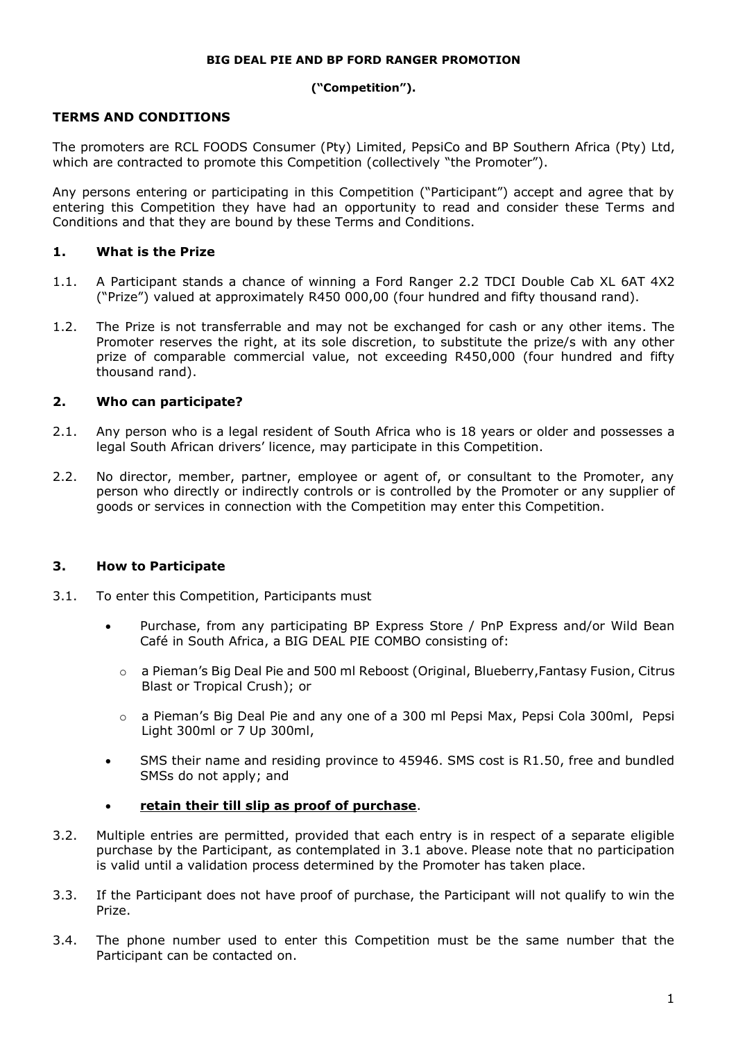**BIG DEAL PIE AND BP FORD RANGER PROMOTION**

**("Competition").**

## TERMS AND CONDITIONS

The promoters are RCL FOODS Consumer (Pty) Limited, PepsiCo and BP Southern Africa (Pty) Ltd, which are contracted to promote this Competition (collectively "the Promoter").

Any persons entering or participating in this Competition ("Participant") accept and agree that by entering this Competition they have had an opportunity to read and consider these Terms and Conditions and that they are bound by these Terms and Conditions.

### 1. What is the Prize

1.1. A Participant stands a chance of winning a Ford Ranger 2.2 TDCI Double Cab XL 6AT 4X2 ("Prize") valued at approximately R450 000,00 (four hundred and fifty thousand rand).

1.2. The Prize is not transferrable and may not be exchanged for cash or any other items. The Promoter reserves the right, at its sole discretion, to substitute the prize/s with any other prize of comparable commercial value, not exceeding R450,000 (four hundred and fifty thousand rand).

### 2. Who can participate?

2.1. Any person who is a legal resident of South Africa who is 18 years or older and possesses a legal South African drivers' licence, may participate in this Competition.

2.2. No director, member, partner, employee or agent of, or consultant to the Promoter, any person who directly or indirectly controls or is controlled by the Promoter or any supplier of goods or services in connection with the Competition may enter this Competition.

### 3. How to Participate

3.1. To enter this Competition, Participants must

- Purchase, from any participating BP Express Store / PnP Express and/or Wild Bean Café in South Africa, a BIG DEAL PIE COMBO consisting of:
  - a Pieman's Big Deal Pie and 500 ml Reboost (Original, Blueberry,Fantasy Fusion, Citrus Blast or Tropical Crush); or
  - a Pieman's Big Deal Pie and any one of a 300 ml Pepsi Max, Pepsi Cola 300ml, Pepsi Light 300ml or 7 Up 300ml,
- SMS their name and residing province to 45946. SMS cost is R1.50, free and bundled SMSs do not apply; and
- **retain their till slip as proof of purchase**.

3.2. Multiple entries are permitted, provided that each entry is in respect of a separate eligible purchase by the Participant, as contemplated in 3.1 above. Please note that no participation is valid until a validation process determined by the Promoter has taken place.

3.3. If the Participant does not have proof of purchase, the Participant will not qualify to win the Prize.

3.4. The phone number used to enter this Competition must be the same number that the Participant can be contacted on.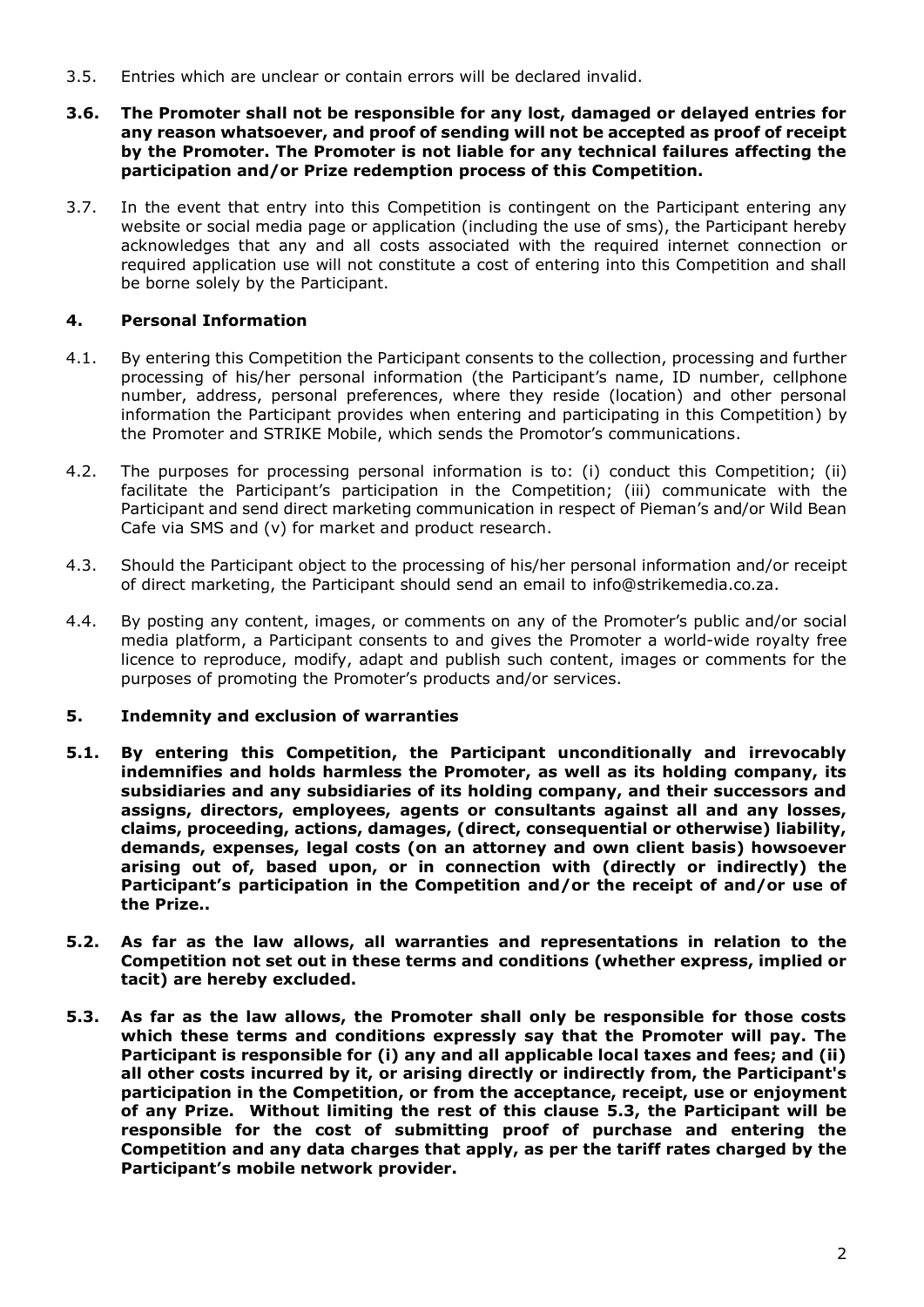3.5. Entries which are unclear or contain errors will be declared invalid.

**3.6. The Promoter shall not be responsible for any lost, damaged or delayed entries for any reason whatsoever, and proof of sending will not be accepted as proof of receipt by the Promoter. The Promoter is not liable for any technical failures affecting the participation and/or Prize redemption process of this Competition.**

3.7. In the event that entry into this Competition is contingent on the Participant entering any website or social media page or application (including the use of sms), the Participant hereby acknowledges that any and all costs associated with the required internet connection or required application use will not constitute a cost of entering into this Competition and shall be borne solely by the Participant.

## 4. Personal Information

4.1. By entering this Competition the Participant consents to the collection, processing and further processing of his/her personal information (the Participant's name, ID number, cellphone number, address, personal preferences, where they reside (location) and other personal information the Participant provides when entering and participating in this Competition) by the Promoter and STRIKE Mobile, which sends the Promotor's communications.

4.2. The purposes for processing personal information is to: (i) conduct this Competition; (ii) facilitate the Participant's participation in the Competition; (iii) communicate with the Participant and send direct marketing communication in respect of Pieman's and/or Wild Bean Cafe via SMS and (v) for market and product research.

4.3. Should the Participant object to the processing of his/her personal information and/or receipt of direct marketing, the Participant should send an email to info@strikemedia.co.za.

4.4. By posting any content, images, or comments on any of the Promoter's public and/or social media platform, a Participant consents to and gives the Promoter a world-wide royalty free licence to reproduce, modify, adapt and publish such content, images or comments for the purposes of promoting the Promoter's products and/or services.

## 5. Indemnity and exclusion of warranties

**5.1. By entering this Competition, the Participant unconditionally and irrevocably indemnifies and holds harmless the Promoter, as well as its holding company, its subsidiaries and any subsidiaries of its holding company, and their successors and assigns, directors, employees, agents or consultants against all and any losses, claims, proceeding, actions, damages, (direct, consequential or otherwise) liability, demands, expenses, legal costs (on an attorney and own client basis) howsoever arising out of, based upon, or in connection with (directly or indirectly) the Participant's participation in the Competition and/or the receipt of and/or use of the Prize..**

**5.2. As far as the law allows, all warranties and representations in relation to the Competition not set out in these terms and conditions (whether express, implied or tacit) are hereby excluded.**

**5.3. As far as the law allows, the Promoter shall only be responsible for those costs which these terms and conditions expressly say that the Promoter will pay. The Participant is responsible for (i) any and all applicable local taxes and fees; and (ii) all other costs incurred by it, or arising directly or indirectly from, the Participant's participation in the Competition, or from the acceptance, receipt, use or enjoyment of any Prize. Without limiting the rest of this clause 5.3, the Participant will be responsible for the cost of submitting proof of purchase and entering the Competition and any data charges that apply, as per the tariff rates charged by the Participant's mobile network provider.**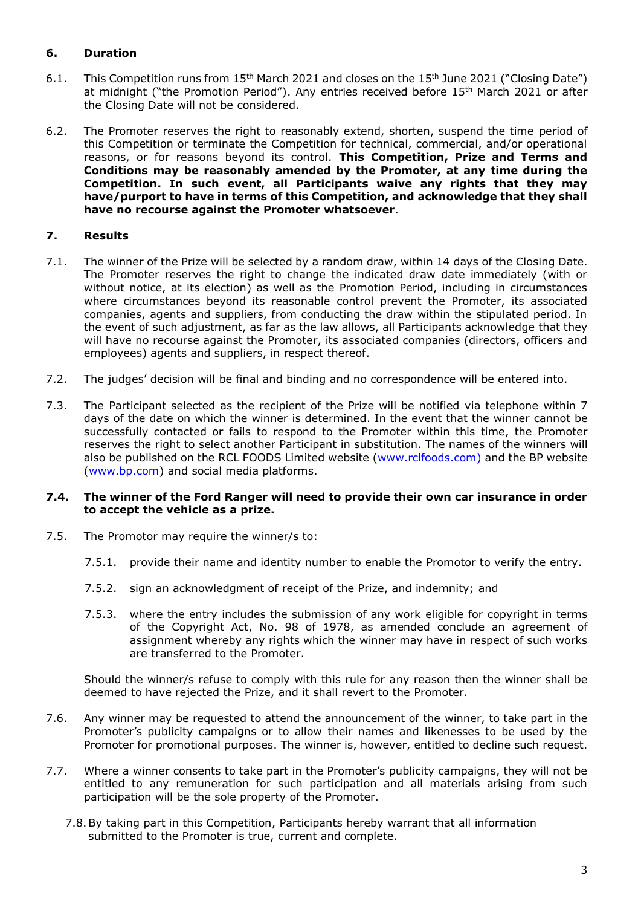## 6. Duration

6.1. This Competition runs from 15th March 2021 and closes on the 15th June 2021 ("Closing Date") at midnight ("the Promotion Period"). Any entries received before 15th March 2021 or after the Closing Date will not be considered.

6.2. The Promoter reserves the right to reasonably extend, shorten, suspend the time period of this Competition or terminate the Competition for technical, commercial, and/or operational reasons, or for reasons beyond its control. **This Competition, Prize and Terms and Conditions may be reasonably amended by the Promoter, at any time during the Competition. In such event, all Participants waive any rights that they may have/purport to have in terms of this Competition, and acknowledge that they shall have no recourse against the Promoter whatsoever**.

## 7. Results

7.1. The winner of the Prize will be selected by a random draw, within 14 days of the Closing Date. The Promoter reserves the right to change the indicated draw date immediately (with or without notice, at its election) as well as the Promotion Period, including in circumstances where circumstances beyond its reasonable control prevent the Promoter, its associated companies, agents and suppliers, from conducting the draw within the stipulated period. In the event of such adjustment, as far as the law allows, all Participants acknowledge that they will have no recourse against the Promoter, its associated companies (directors, officers and employees) agents and suppliers, in respect thereof.

7.2. The judges' decision will be final and binding and no correspondence will be entered into.

7.3. The Participant selected as the recipient of the Prize will be notified via telephone within 7 days of the date on which the winner is determined. In the event that the winner cannot be successfully contacted or fails to respond to the Promoter within this time, the Promoter reserves the right to select another Participant in substitution. The names of the winners will also be published on the RCL FOODS Limited website (www.rclfoods.com) and the BP website (www.bp.com) and social media platforms.

**7.4. The winner of the Ford Ranger will need to provide their own car insurance in order to accept the vehicle as a prize.**

7.5. The Promotor may require the winner/s to:

7.5.1. provide their name and identity number to enable the Promotor to verify the entry.

7.5.2. sign an acknowledgment of receipt of the Prize, and indemnity; and

7.5.3. where the entry includes the submission of any work eligible for copyright in terms of the Copyright Act, No. 98 of 1978, as amended conclude an agreement of assignment whereby any rights which the winner may have in respect of such works are transferred to the Promoter.

Should the winner/s refuse to comply with this rule for any reason then the winner shall be deemed to have rejected the Prize, and it shall revert to the Promoter.

7.6. Any winner may be requested to attend the announcement of the winner, to take part in the Promoter's publicity campaigns or to allow their names and likenesses to be used by the Promoter for promotional purposes. The winner is, however, entitled to decline such request.

7.7. Where a winner consents to take part in the Promoter's publicity campaigns, they will not be entitled to any remuneration for such participation and all materials arising from such participation will be the sole property of the Promoter.

7.8. By taking part in this Competition, Participants hereby warrant that all information submitted to the Promoter is true, current and complete.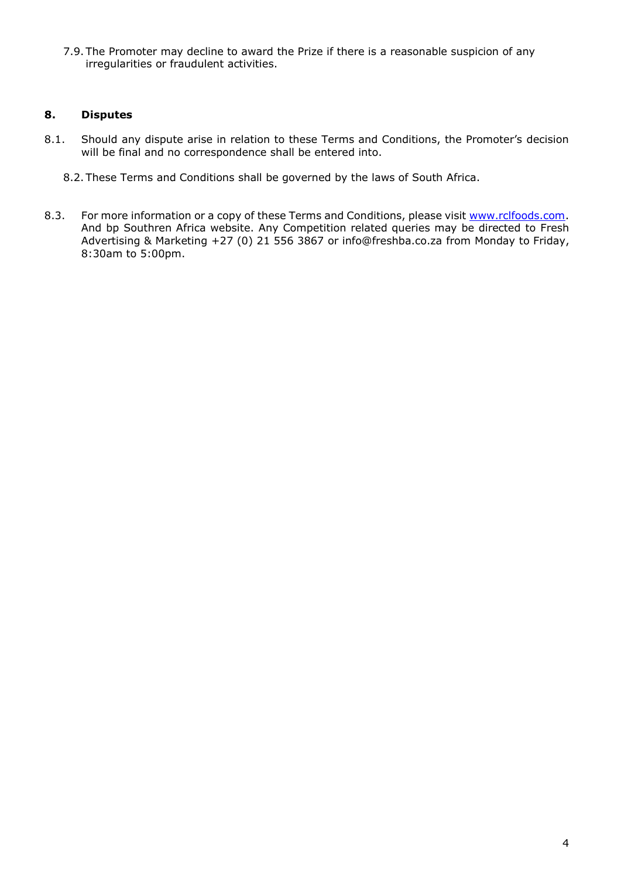7.9. The Promoter may decline to award the Prize if there is a reasonable suspicion of any irregularities or fraudulent activities.

## 8. Disputes

8.1. Should any dispute arise in relation to these Terms and Conditions, the Promoter's decision will be final and no correspondence shall be entered into.

8.2. These Terms and Conditions shall be governed by the laws of South Africa.

8.3. For more information or a copy of these Terms and Conditions, please visit [www.rclfoods.com](http://www.rclfoods.com). And bp Southren Africa website. Any Competition related queries may be directed to Fresh Advertising & Marketing +27 (0) 21 556 3867 or info@freshba.co.za from Monday to Friday, 8:30am to 5:00pm.